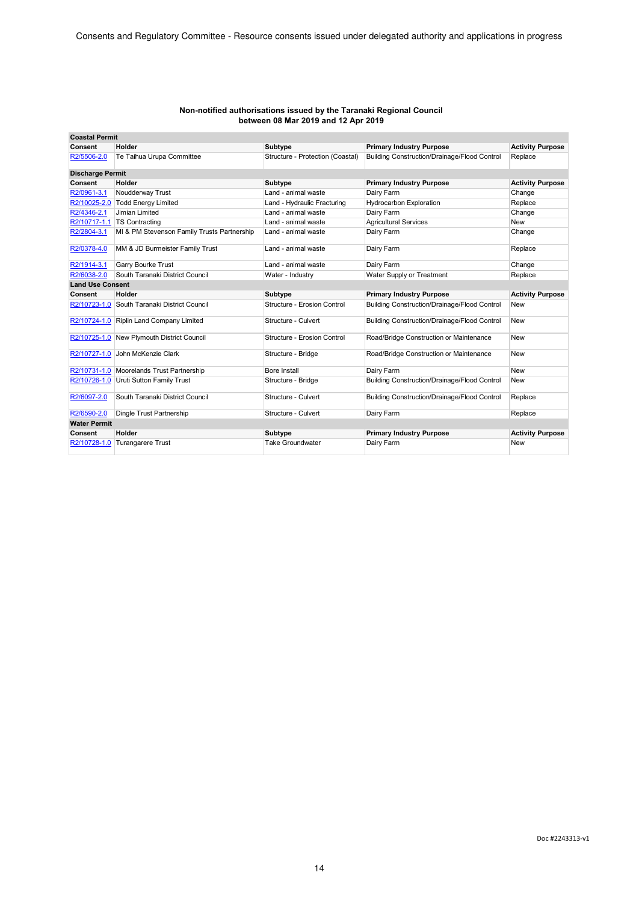**Non-notified authorisations issued by the Taranaki Regional Council between 08 Mar 2019 and 12 Apr 2019**

| Consent | Holder | Subtype | Primary Industry Purpose | Activity Purpose |
|---|---|---|---|---|
| **Coastal Permit** | | | | |
| R2/5506-2.0 | Te Taihua Urupa Committee | Structure - Protection (Coastal) | Building Construction/Drainage/Flood Control | Replace |
| **Discharge Permit** | | | | |
| R2/0961-3.1 | Noudderway Trust | Land - animal waste | Dairy Farm | Change |
| R2/10025-2.0 | Todd Energy Limited | Land - Hydraulic Fracturing | Hydrocarbon Exploration | Replace |
| R2/4346-2.1 | Jimian Limited | Land - animal waste | Dairy Farm | Change |
| R2/10717-1.1 | TS Contracting | Land - animal waste | Agricultural Services | New |
| R2/2804-3.1 | MI & PM Stevenson Family Trusts Partnership | Land - animal waste | Dairy Farm | Change |
| R2/0378-4.0 | MM & JD Burmeister Family Trust | Land - animal waste | Dairy Farm | Replace |
| R2/1914-3.1 | Garry Bourke Trust | Land - animal waste | Dairy Farm | Change |
| R2/6038-2.0 | South Taranaki District Council | Water - Industry | Water Supply or Treatment | Replace |
| **Land Use Consent** | | | | |
| R2/10723-1.0 | South Taranaki District Council | Structure - Erosion Control | Building Construction/Drainage/Flood Control | New |
| R2/10724-1.0 | Riplin Land Company Limited | Structure - Culvert | Building Construction/Drainage/Flood Control | New |
| R2/10725-1.0 | New Plymouth District Council | Structure - Erosion Control | Road/Bridge Construction or Maintenance | New |
| R2/10727-1.0 | John McKenzie Clark | Structure - Bridge | Road/Bridge Construction or Maintenance | New |
| R2/10731-1.0 | Moorelands Trust Partnership | Bore Install | Dairy Farm | New |
| R2/10726-1.0 | Uruti Sutton Family Trust | Structure - Bridge | Building Construction/Drainage/Flood Control | New |
| R2/6097-2.0 | South Taranaki District Council | Structure - Culvert | Building Construction/Drainage/Flood Control | Replace |
| R2/6590-2.0 | Dingle Trust Partnership | Structure - Culvert | Dairy Farm | Replace |
| **Water Permit** | | | | |
| R2/10728-1.0 | Turangarere Trust | Take Groundwater | Dairy Farm | New |

Doc #2243313-v1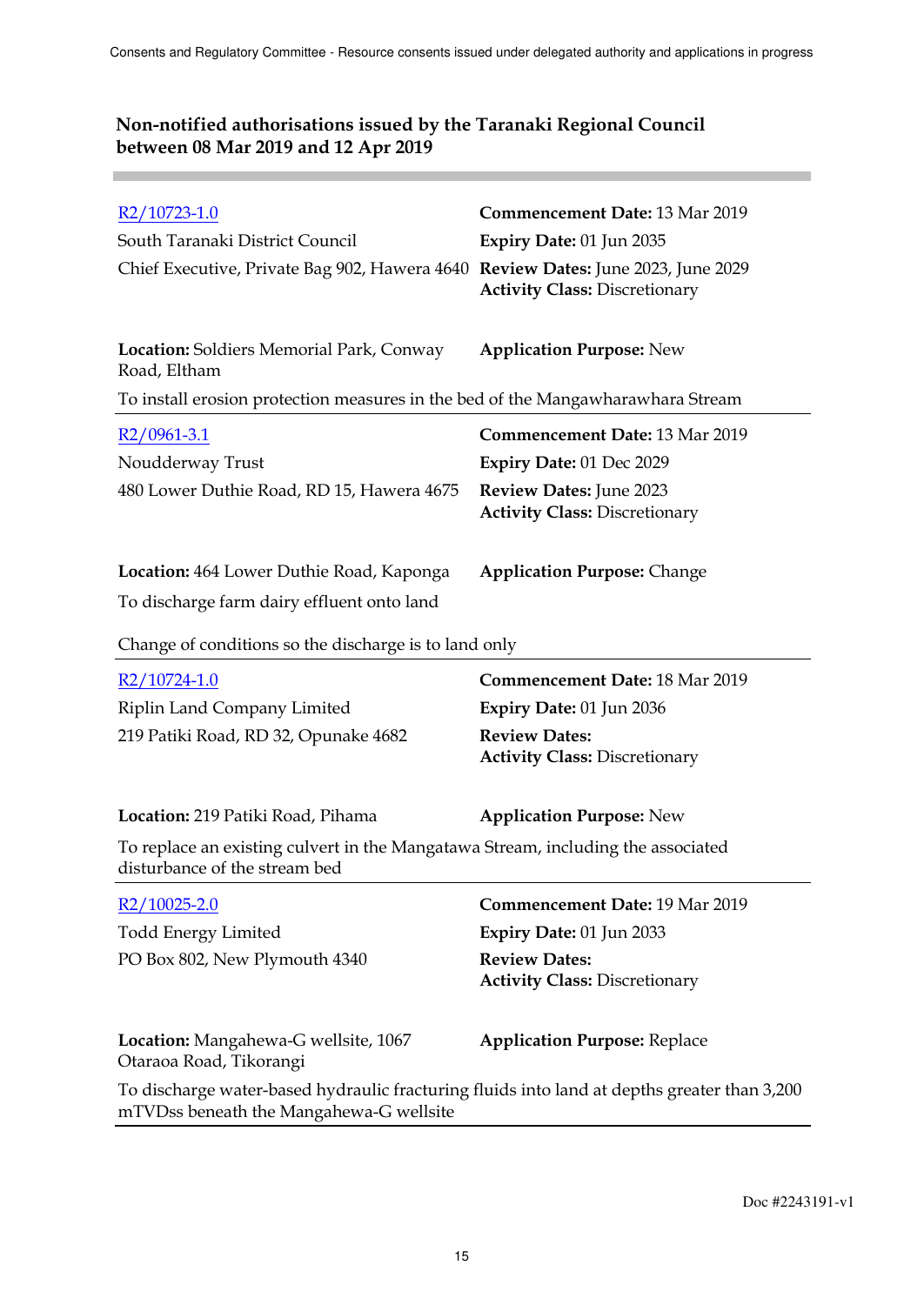## Non-notified authorisations issued by the Taranaki Regional Council between 08 Mar 2019 and 12 Apr 2019

---

R2/10723-1.0
South Taranaki District Council
Chief Executive, Private Bag 902, Hawera 4640

**Commencement Date:** 13 Mar 2019
**Expiry Date:** 01 Jun 2035
**Review Dates:** June 2023, June 2029
**Activity Class:** Discretionary

**Location:** Soldiers Memorial Park, Conway Road, Eltham
**Application Purpose:** New

To install erosion protection measures in the bed of the Mangawharawhara Stream

---

R2/0961-3.1
Noudderway Trust
480 Lower Duthie Road, RD 15, Hawera 4675

**Commencement Date:** 13 Mar 2019
**Expiry Date:** 01 Dec 2029
**Review Dates:** June 2023
**Activity Class:** Discretionary

**Location:** 464 Lower Duthie Road, Kaponga
**Application Purpose:** Change

To discharge farm dairy effluent onto land

Change of conditions so the discharge is to land only

---

R2/10724-1.0
Riplin Land Company Limited
219 Patiki Road, RD 32, Opunake 4682

**Commencement Date:** 18 Mar 2019
**Expiry Date:** 01 Jun 2036
**Review Dates:**
**Activity Class:** Discretionary

**Location:** 219 Patiki Road, Pihama
**Application Purpose:** New

To replace an existing culvert in the Mangatawa Stream, including the associated disturbance of the stream bed

---

R2/10025-2.0
Todd Energy Limited
PO Box 802, New Plymouth 4340

**Commencement Date:** 19 Mar 2019
**Expiry Date:** 01 Jun 2033
**Review Dates:**
**Activity Class:** Discretionary

**Location:** Mangahewa-G wellsite, 1067 Otaraoa Road, Tikorangi
**Application Purpose:** Replace

To discharge water-based hydraulic fracturing fluids into land at depths greater than 3,200 mTVDss beneath the Mangahewa-G wellsite

---

Doc #2243191-v1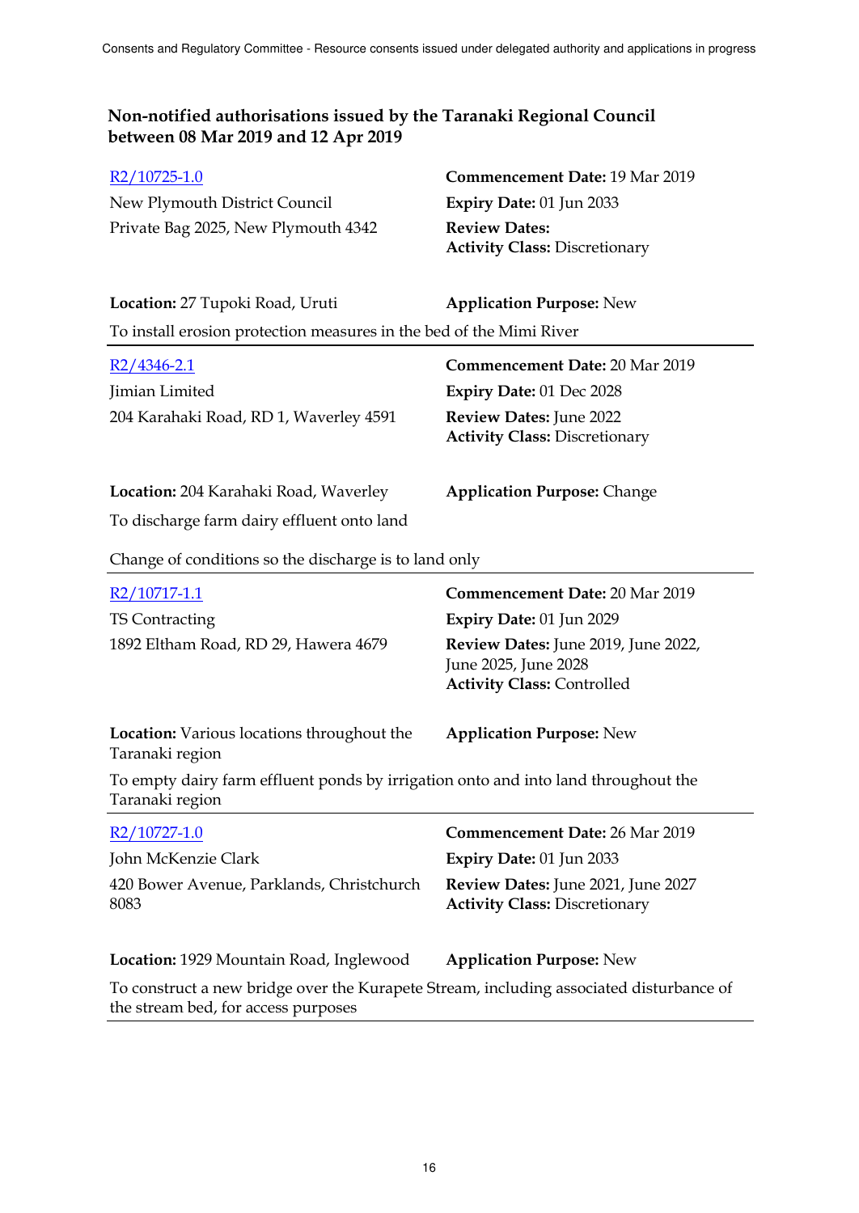## Non-notified authorisations issued by the Taranaki Regional Council between 08 Mar 2019 and 12 Apr 2019

[R2/10725-1.0](R2/10725-1.0)
New Plymouth District Council
Private Bag 2025, New Plymouth 4342

**Commencement Date:** 19 Mar 2019
**Expiry Date:** 01 Jun 2033
**Review Dates:**
**Activity Class:** Discretionary

**Location:** 27 Tupoki Road, Uruti
**Application Purpose:** New

To install erosion protection measures in the bed of the Mimi River

---

[R2/4346-2.1](R2/4346-2.1)
Jimian Limited
204 Karahaki Road, RD 1, Waverley 4591

**Commencement Date:** 20 Mar 2019
**Expiry Date:** 01 Dec 2028
**Review Dates:** June 2022
**Activity Class:** Discretionary

**Location:** 204 Karahaki Road, Waverley
**Application Purpose:** Change

To discharge farm dairy effluent onto land

Change of conditions so the discharge is to land only

---

[R2/10717-1.1](R2/10717-1.1)
TS Contracting
1892 Eltham Road, RD 29, Hawera 4679

**Commencement Date:** 20 Mar 2019
**Expiry Date:** 01 Jun 2029
**Review Dates:** June 2019, June 2022, June 2025, June 2028
**Activity Class:** Controlled

**Location:** Various locations throughout the Taranaki region
**Application Purpose:** New

To empty dairy farm effluent ponds by irrigation onto and into land throughout the Taranaki region

---

[R2/10727-1.0](R2/10727-1.0)
John McKenzie Clark
420 Bower Avenue, Parklands, Christchurch 8083

**Commencement Date:** 26 Mar 2019
**Expiry Date:** 01 Jun 2033
**Review Dates:** June 2021, June 2027
**Activity Class:** Discretionary

**Location:** 1929 Mountain Road, Inglewood
**Application Purpose:** New

To construct a new bridge over the Kurapete Stream, including associated disturbance of the stream bed, for access purposes

---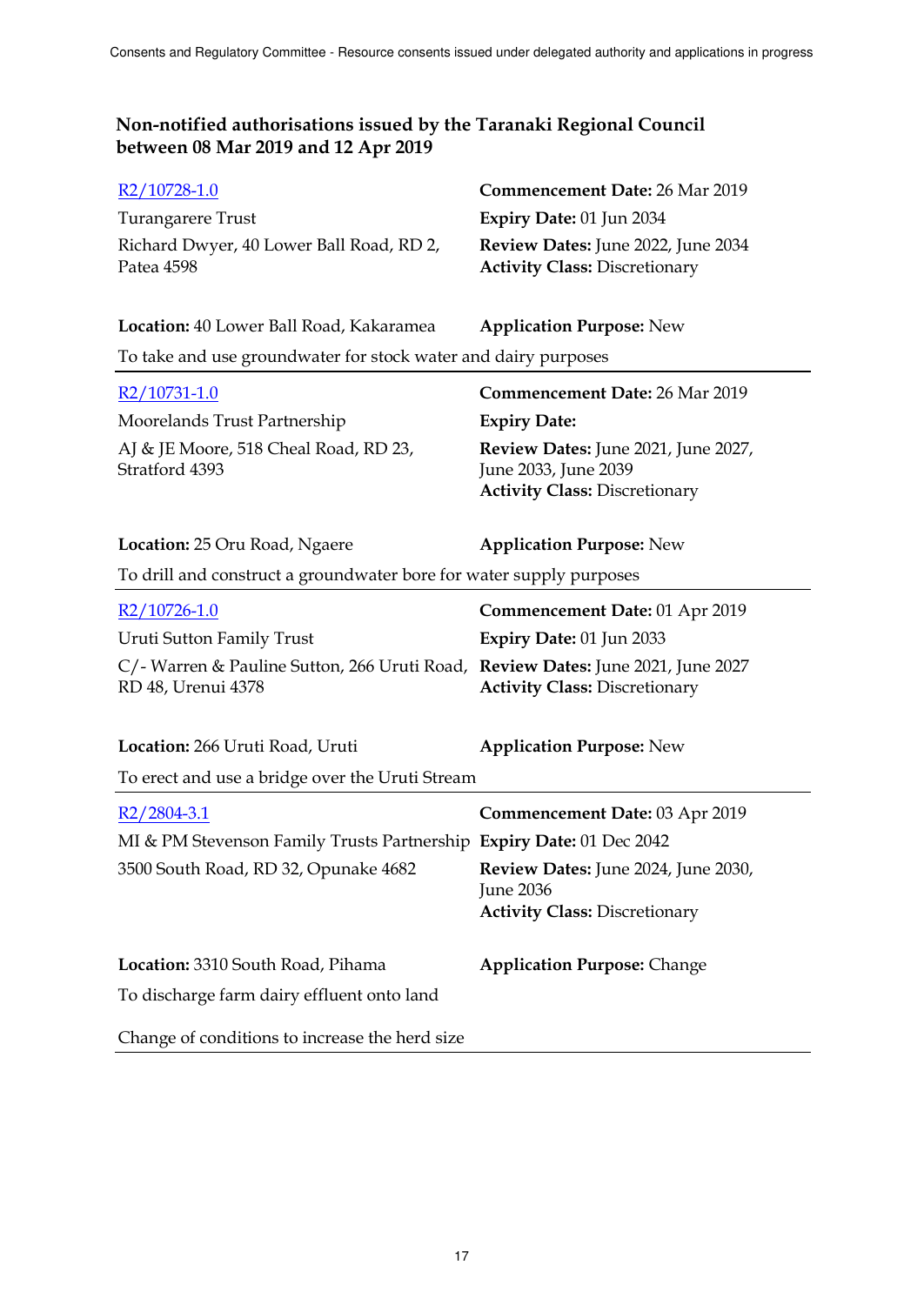## Non-notified authorisations issued by the Taranaki Regional Council between 08 Mar 2019 and 12 Apr 2019

R2/10728-1.0
Turangarere Trust
Richard Dwyer, 40 Lower Ball Road, RD 2, Patea 4598

**Commencement Date:** 26 Mar 2019
**Expiry Date:** 01 Jun 2034
**Review Dates:** June 2022, June 2034
**Activity Class:** Discretionary

**Location:** 40 Lower Ball Road, Kakaramea
**Application Purpose:** New

To take and use groundwater for stock water and dairy purposes

---

R2/10731-1.0
Moorelands Trust Partnership
AJ & JE Moore, 518 Cheal Road, RD 23, Stratford 4393

**Commencement Date:** 26 Mar 2019
**Expiry Date:**
**Review Dates:** June 2021, June 2027, June 2033, June 2039
**Activity Class:** Discretionary

**Location:** 25 Oru Road, Ngaere
**Application Purpose:** New

To drill and construct a groundwater bore for water supply purposes

---

R2/10726-1.0
Uruti Sutton Family Trust
C/- Warren & Pauline Sutton, 266 Uruti Road, RD 48, Urenui 4378

**Commencement Date:** 01 Apr 2019
**Expiry Date:** 01 Jun 2033
**Review Dates:** June 2021, June 2027
**Activity Class:** Discretionary

**Location:** 266 Uruti Road, Uruti
**Application Purpose:** New

To erect and use a bridge over the Uruti Stream

---

R2/2804-3.1
MI & PM Stevenson Family Trusts Partnership
3500 South Road, RD 32, Opunake 4682

**Commencement Date:** 03 Apr 2019
**Expiry Date:** 01 Dec 2042
**Review Dates:** June 2024, June 2030, June 2036
**Activity Class:** Discretionary

**Location:** 3310 South Road, Pihama
**Application Purpose:** Change

To discharge farm dairy effluent onto land

Change of conditions to increase the herd size

---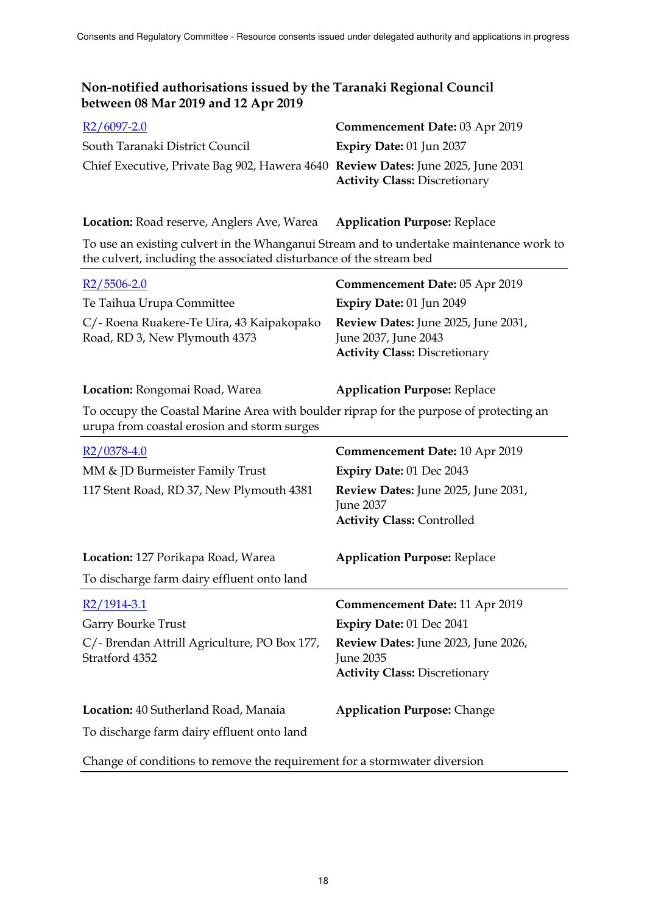## Non-notified authorisations issued by the Taranaki Regional Council between 08 Mar 2019 and 12 Apr 2019

R2/6097-2.0
South Taranaki District Council
Chief Executive, Private Bag 902, Hawera 4640

**Commencement Date:** 03 Apr 2019
**Expiry Date:** 01 Jun 2037
**Review Dates:** June 2025, June 2031
**Activity Class:** Discretionary

**Location:** Road reserve, Anglers Ave, Warea
**Application Purpose:** Replace

To use an existing culvert in the Whanganui Stream and to undertake maintenance work to the culvert, including the associated disturbance of the stream bed

---

R2/5506-2.0
Te Taihua Urupa Committee
C/- Roena Ruakere-Te Uira, 43 Kaipakopako Road, RD 3, New Plymouth 4373

**Commencement Date:** 05 Apr 2019
**Expiry Date:** 01 Jun 2049
**Review Dates:** June 2025, June 2031, June 2037, June 2043
**Activity Class:** Discretionary

**Location:** Rongomai Road, Warea
**Application Purpose:** Replace

To occupy the Coastal Marine Area with boulder riprap for the purpose of protecting an urupa from coastal erosion and storm surges

---

R2/0378-4.0
MM & JD Burmeister Family Trust
117 Stent Road, RD 37, New Plymouth 4381

**Commencement Date:** 10 Apr 2019
**Expiry Date:** 01 Dec 2043
**Review Dates:** June 2025, June 2031, June 2037
**Activity Class:** Controlled

**Location:** 127 Porikapa Road, Warea
**Application Purpose:** Replace

To discharge farm dairy effluent onto land

---

R2/1914-3.1
Garry Bourke Trust
C/- Brendan Attrill Agriculture, PO Box 177, Stratford 4352

**Commencement Date:** 11 Apr 2019
**Expiry Date:** 01 Dec 2041
**Review Dates:** June 2023, June 2026, June 2035
**Activity Class:** Discretionary

**Location:** 40 Sutherland Road, Manaia
**Application Purpose:** Change

To discharge farm dairy effluent onto land

Change of conditions to remove the requirement for a stormwater diversion

---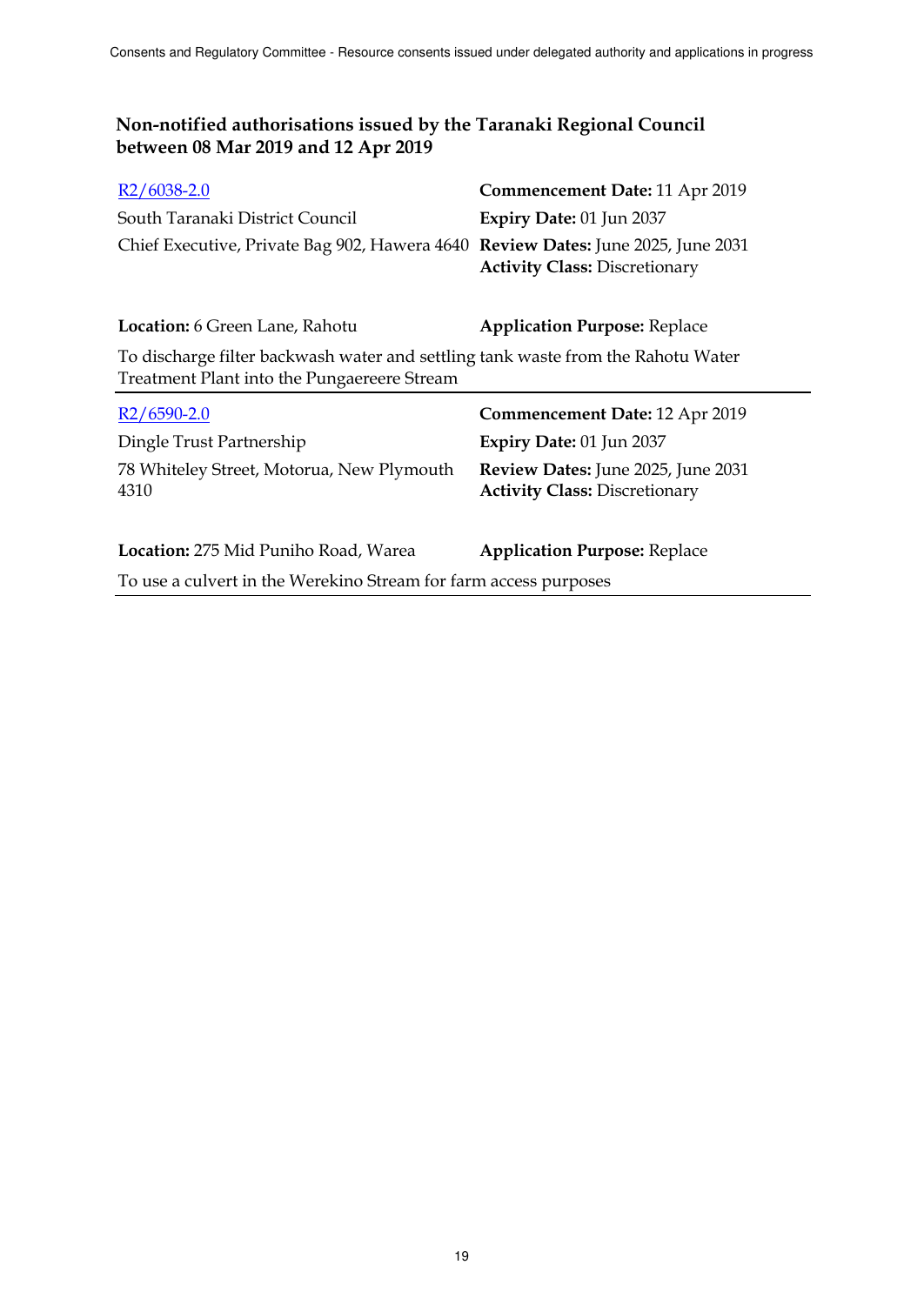## Non-notified authorisations issued by the Taranaki Regional Council between 08 Mar 2019 and 12 Apr 2019

| | |
|---|---|
| [R2/6038-2.0](R2/6038-2.0) | **Commencement Date:** 11 Apr 2019 |
| South Taranaki District Council | **Expiry Date:** 01 Jun 2037 |
| Chief Executive, Private Bag 902, Hawera 4640 | **Review Dates:** June 2025, June 2031<br>**Activity Class:** Discretionary |
| **Location:** 6 Green Lane, Rahotu | **Application Purpose:** Replace |

To discharge filter backwash water and settling tank waste from the Rahotu Water Treatment Plant into the Pungaereere Stream

---

| | |
|---|---|
| [R2/6590-2.0](R2/6590-2.0) | **Commencement Date:** 12 Apr 2019 |
| Dingle Trust Partnership | **Expiry Date:** 01 Jun 2037 |
| 78 Whiteley Street, Motorua, New Plymouth 4310 | **Review Dates:** June 2025, June 2031<br>**Activity Class:** Discretionary |
| **Location:** 275 Mid Puniho Road, Warea | **Application Purpose:** Replace |

To use a culvert in the Werekino Stream for farm access purposes

---